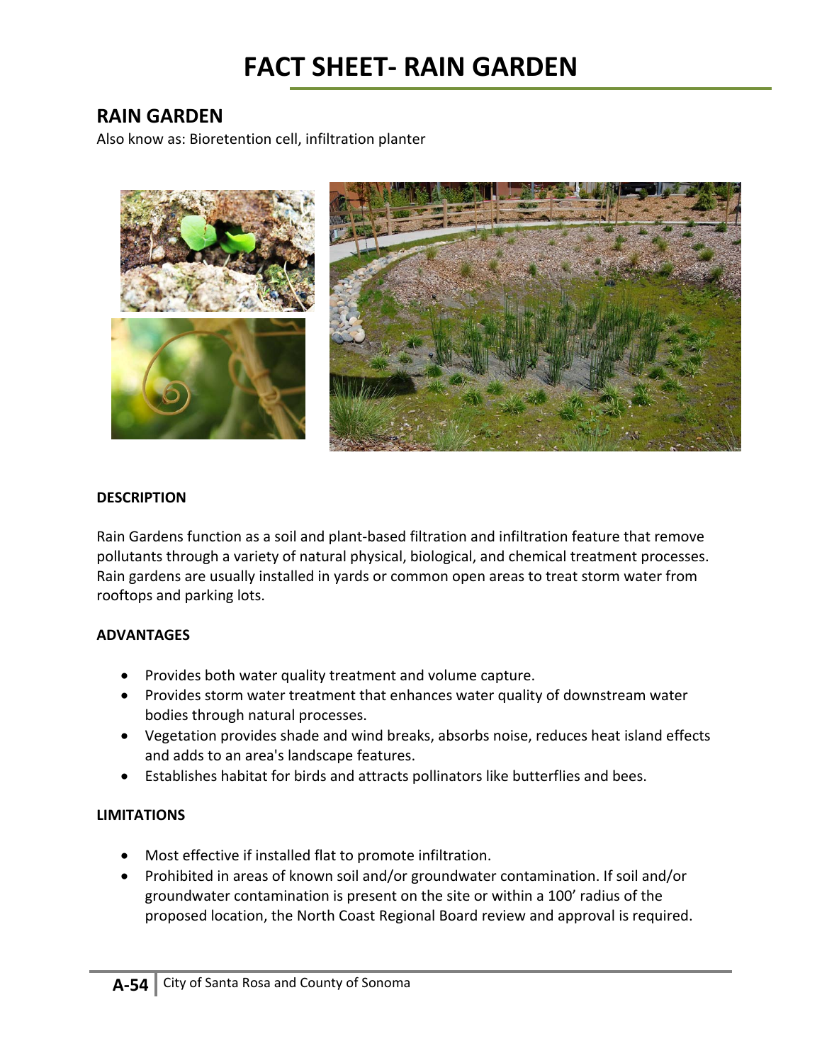# FACT SHEET- RAIN GARDEN

## RAIN GARDEN

Also know as: Bioretention cell, infiltration planter

**DESCRIPTION**

Rain Gardens function as a soil and plant-based filtration and infiltration feature that remove pollutants through a variety of natural physical, biological, and chemical treatment processes. Rain gardens are usually installed in yards or common open areas to treat storm water from rooftops and parking lots.

**ADVANTAGES**

- Provides both water quality treatment and volume capture.
- Provides storm water treatment that enhances water quality of downstream water bodies through natural processes.
- Vegetation provides shade and wind breaks, absorbs noise, reduces heat island effects and adds to an area's landscape features.
- Establishes habitat for birds and attracts pollinators like butterflies and bees.

**LIMITATIONS**

- Most effective if installed flat to promote infiltration.
- Prohibited in areas of known soil and/or groundwater contamination. If soil and/or groundwater contamination is present on the site or within a 100' radius of the proposed location, the North Coast Regional Board review and approval is required.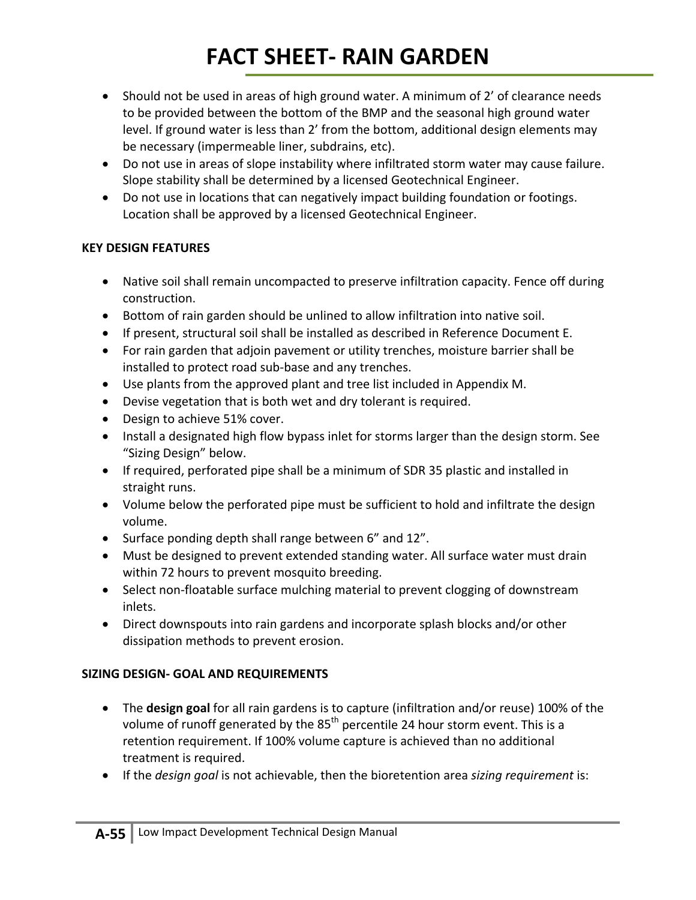# FACT SHEET- RAIN GARDEN

- Should not be used in areas of high ground water. A minimum of 2' of clearance needs to be provided between the bottom of the BMP and the seasonal high ground water level. If ground water is less than 2' from the bottom, additional design elements may be necessary (impermeable liner, subdrains, etc).
- Do not use in areas of slope instability where infiltrated storm water may cause failure. Slope stability shall be determined by a licensed Geotechnical Engineer.
- Do not use in locations that can negatively impact building foundation or footings. Location shall be approved by a licensed Geotechnical Engineer.

**KEY DESIGN FEATURES**

- Native soil shall remain uncompacted to preserve infiltration capacity. Fence off during construction.
- Bottom of rain garden should be unlined to allow infiltration into native soil.
- If present, structural soil shall be installed as described in Reference Document E.
- For rain garden that adjoin pavement or utility trenches, moisture barrier shall be installed to protect road sub-base and any trenches.
- Use plants from the approved plant and tree list included in Appendix M.
- Devise vegetation that is both wet and dry tolerant is required.
- Design to achieve 51% cover.
- Install a designated high flow bypass inlet for storms larger than the design storm. See "Sizing Design" below.
- If required, perforated pipe shall be a minimum of SDR 35 plastic and installed in straight runs.
- Volume below the perforated pipe must be sufficient to hold and infiltrate the design volume.
- Surface ponding depth shall range between 6" and 12".
- Must be designed to prevent extended standing water. All surface water must drain within 72 hours to prevent mosquito breeding.
- Select non-floatable surface mulching material to prevent clogging of downstream inlets.
- Direct downspouts into rain gardens and incorporate splash blocks and/or other dissipation methods to prevent erosion.

**SIZING DESIGN- GOAL AND REQUIREMENTS**

- The **design goal** for all rain gardens is to capture (infiltration and/or reuse) 100% of the volume of runoff generated by the 85$^{th}$ percentile 24 hour storm event. This is a retention requirement. If 100% volume capture is achieved than no additional treatment is required.
- If the *design goal* is not achievable, then the bioretention area *sizing requirement* is: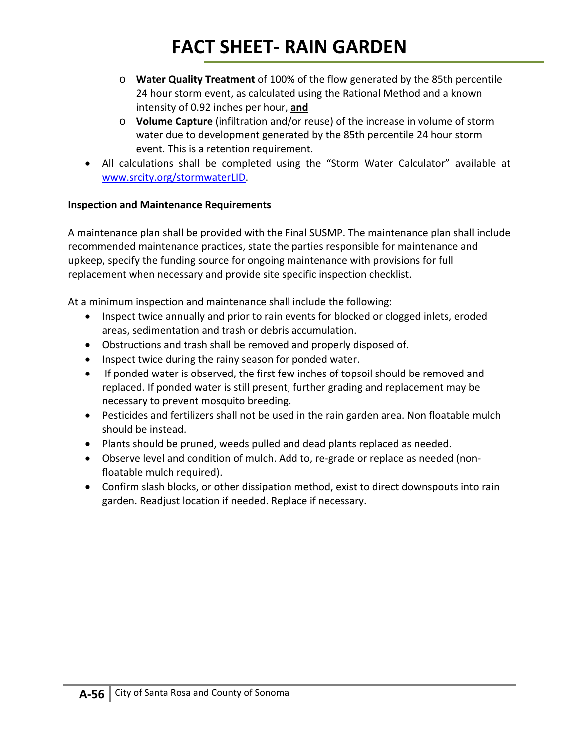# FACT SHEET- RAIN GARDEN

  - **Water Quality Treatment** of 100% of the flow generated by the 85th percentile 24 hour storm event, as calculated using the Rational Method and a known intensity of 0.92 inches per hour, **and**
  - **Volume Capture** (infiltration and/or reuse) of the increase in volume of storm water due to development generated by the 85th percentile 24 hour storm event. This is a retention requirement.
- All calculations shall be completed using the "Storm Water Calculator" available at www.srcity.org/stormwaterLID.

**Inspection and Maintenance Requirements**

A maintenance plan shall be provided with the Final SUSMP. The maintenance plan shall include recommended maintenance practices, state the parties responsible for maintenance and upkeep, specify the funding source for ongoing maintenance with provisions for full replacement when necessary and provide site specific inspection checklist.

At a minimum inspection and maintenance shall include the following:

- Inspect twice annually and prior to rain events for blocked or clogged inlets, eroded areas, sedimentation and trash or debris accumulation.
- Obstructions and trash shall be removed and properly disposed of.
- Inspect twice during the rainy season for ponded water.
- If ponded water is observed, the first few inches of topsoil should be removed and replaced. If ponded water is still present, further grading and replacement may be necessary to prevent mosquito breeding.
- Pesticides and fertilizers shall not be used in the rain garden area. Non floatable mulch should be instead.
- Plants should be pruned, weeds pulled and dead plants replaced as needed.
- Observe level and condition of mulch. Add to, re-grade or replace as needed (non-floatable mulch required).
- Confirm slash blocks, or other dissipation method, exist to direct downspouts into rain garden. Readjust location if needed. Replace if necessary.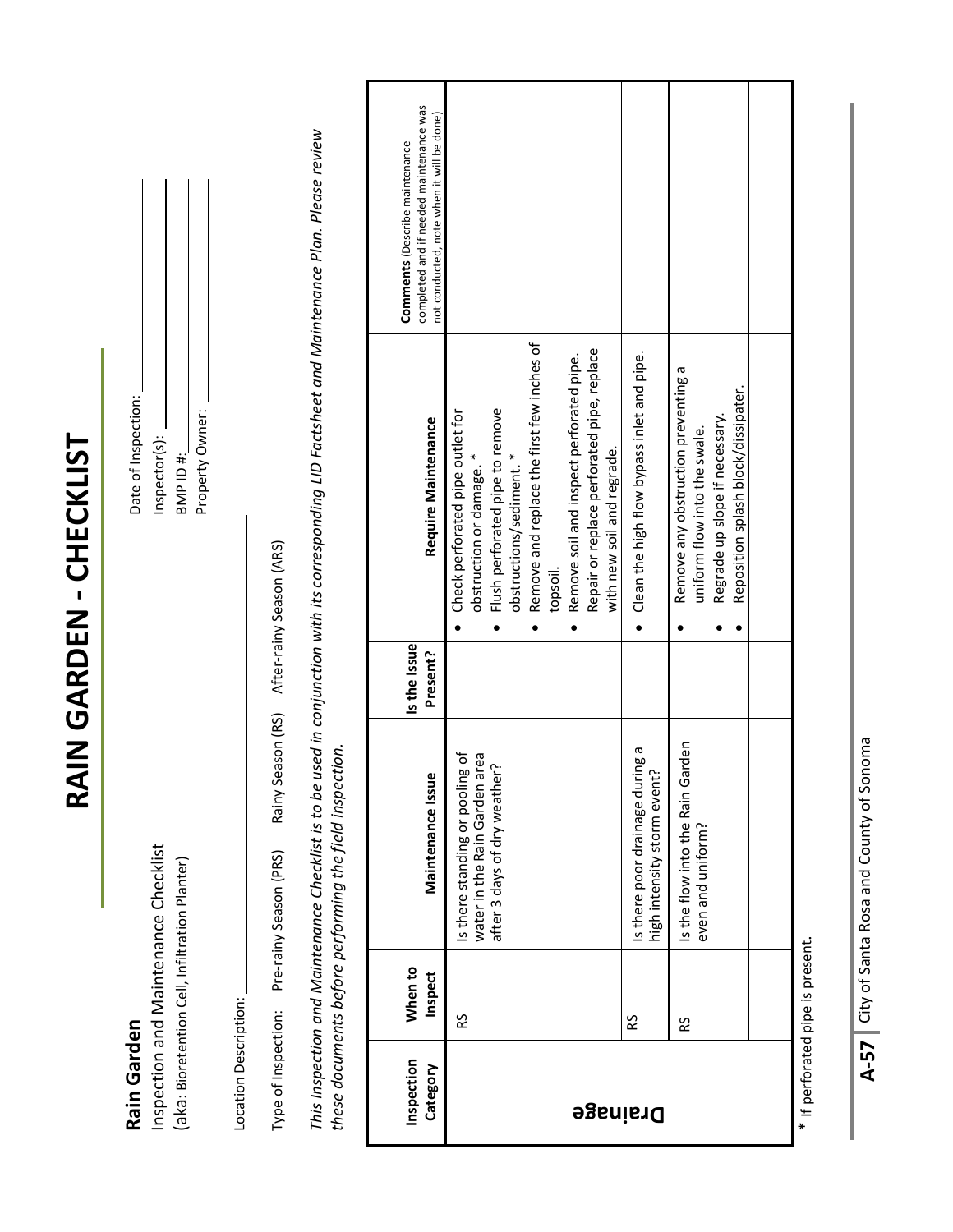# RAIN GARDEN - CHECKLIST

**Rain Garden**
Inspection and Maintenance Checklist
(aka: Bioretention Cell, Infiltration Planter)

Date of Inspection: ________
Inspector(s): ________
BMP ID #: ________
Property Owner: ________

Location Description: ________

Type of Inspection: Pre-rainy Season (PRS) Rainy Season (RS) After-rainy Season (ARS)

*This Inspection and Maintenance Checklist is to be used in conjunction with its corresponding LID Factsheet and Maintenance Plan. Please review these documents before performing the field inspection.*

| Inspection Category | When to Inspect | Maintenance Issue | Is the Issue Present? | Require Maintenance | Comments (Describe maintenance completed and if needed maintenance was not conducted, note when it will be done) |
|---|---|---|---|---|---|
| Drainage | RS | Is there standing or pooling of water in the Rain Garden area after 3 days of dry weather? | | • Check perforated pipe outlet for obstruction or damage. * <br>• Flush perforated pipe to remove obstructions/sediment. * <br>• Remove and replace the first few inches of topsoil. <br>• Remove soil and inspect perforated pipe. Repair or replace perforated pipe, replace with new soil and regrade. | |
| | RS | Is there poor drainage during a high intensity storm event? | | • Clean the high flow bypass inlet and pipe. | |
| | RS | Is the flow into the Rain Garden even and uniform? | | • Remove any obstruction preventing a uniform flow into the swale. <br>• Regrade up slope if necessary. <br>• Reposition splash block/dissipater. | |
| | | | | | |

* If perforated pipe is present.

City of Santa Rosa and County of Sonoma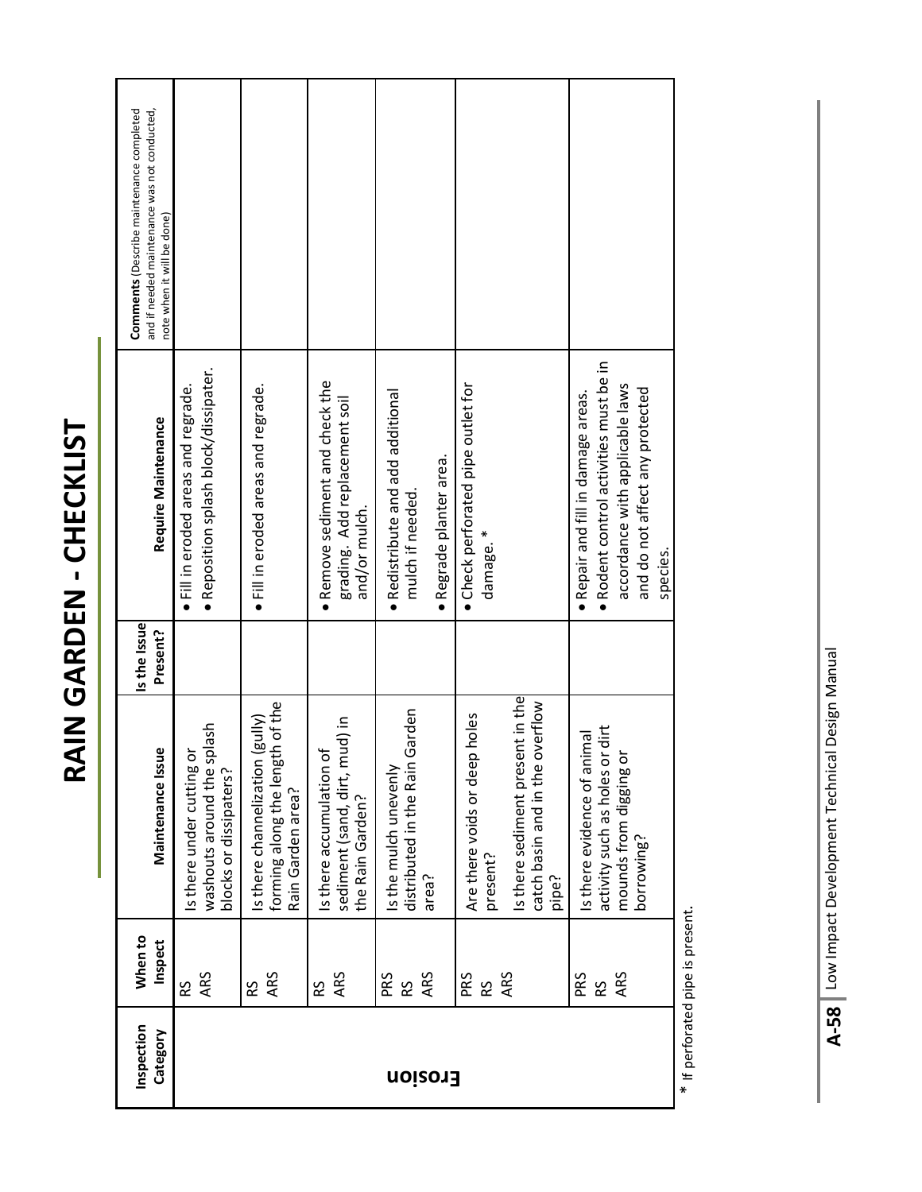# RAIN GARDEN - CHECKLIST

| Inspection Category | When to Inspect | Maintenance Issue | Is the Issue Present? | Require Maintenance | **Comments** (Describe maintenance completed and if needed maintenance was not conducted, note when it will be done) |
|---|---|---|---|---|---|
| **Erosion** | RS<br>ARS | Is there under cutting or washouts around the splash blocks or dissipaters? | | • Fill in eroded areas and regrade.<br>• Reposition splash block/dissipater. | |
| | RS<br>ARS | Is there channelization (gully) forming along the length of the Rain Garden area? | | • Fill in eroded areas and regrade. | |
| | RS<br>ARS | Is there accumulation of sediment (sand, dirt, mud) in the Rain Garden? | | • Remove sediment and check the grading. Add replacement soil and/or mulch. | |
| | PRS<br>RS<br>ARS | Is the mulch unevenly distributed in the Rain Garden area? | | • Redistribute and add additional mulch if needed.<br>• Regrade planter area. | |
| | PRS<br>RS<br>ARS | Are there voids or deep holes present?<br>Is there sediment present in the catch basin and in the overflow pipe? | | • Check perforated pipe outlet for damage. * | |
| | PRS<br>RS<br>ARS | Is there evidence of animal activity such as holes or dirt mounds from digging or borrowing? | | • Repair and fill in damage areas.<br>• Rodent control activities must be in accordance with applicable laws and do not affect any protected species. | |

* If perforated pipe is present.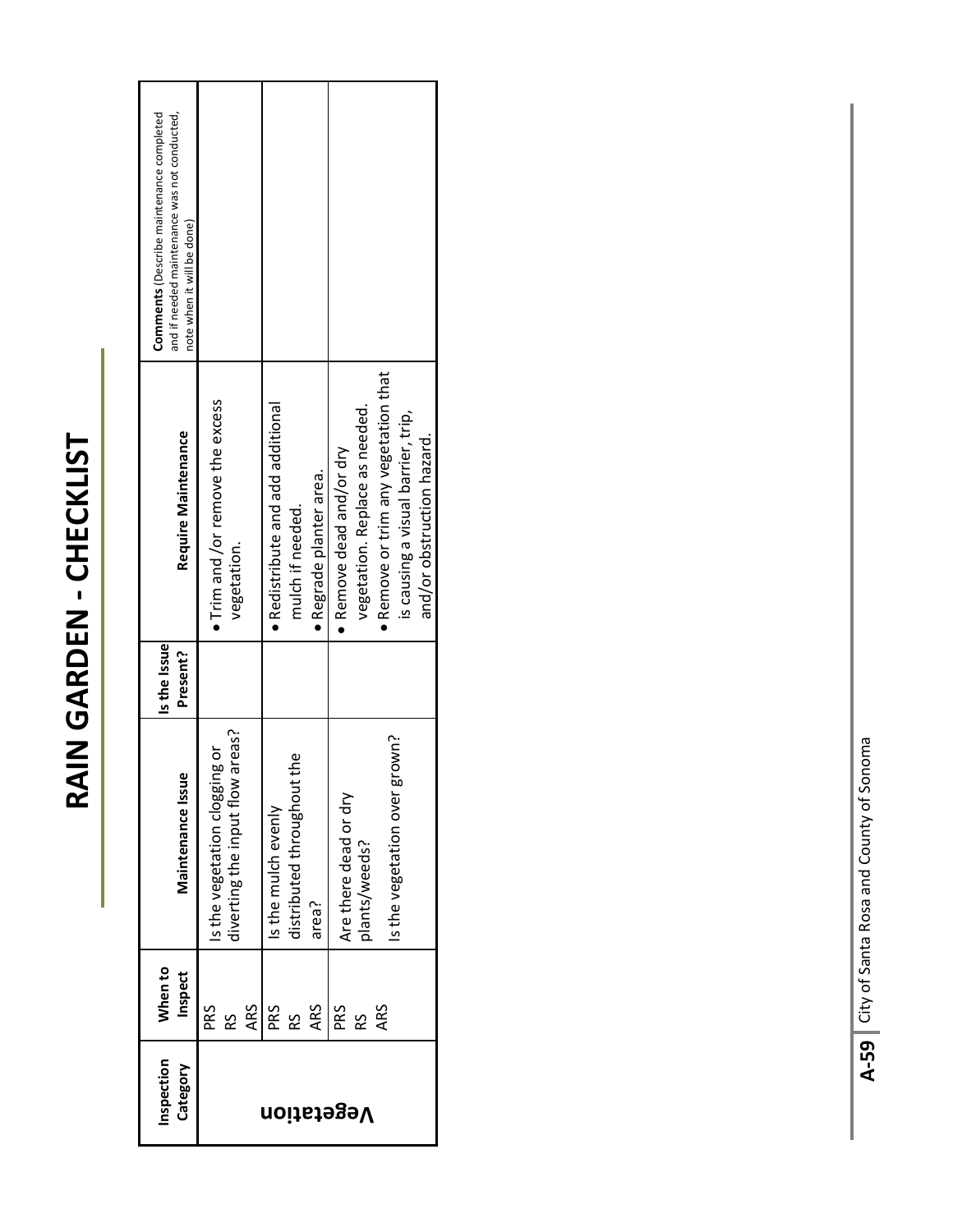# RAIN GARDEN - CHECKLIST

| Inspection Category | When to Inspect | Maintenance Issue | Is the Issue Present? | Require Maintenance | Comments (Describe maintenance completed and if needed maintenance was not conducted, note when it will be done) |
|---|---|---|---|---|---|
| Vegetation | PRS<br>RS<br>ARS | Is the vegetation clogging or diverting the input flow areas? | | • Trim and /or remove the excess vegetation. | |
| | PRS<br>RS<br>ARS | Is the mulch evenly distributed throughout the area? | | • Redistribute and add additional mulch if needed.<br>• Regrade planter area. | |
| | PRS<br>RS<br>ARS | Are there dead or dry plants/weeds?<br><br>Is the vegetation over grown? | | • Remove dead and/or dry vegetation. Replace as needed.<br>• Remove or trim any vegetation that is causing a visual barrier, trip, and/or obstruction hazard. | |

City of Santa Rosa and County of Sonoma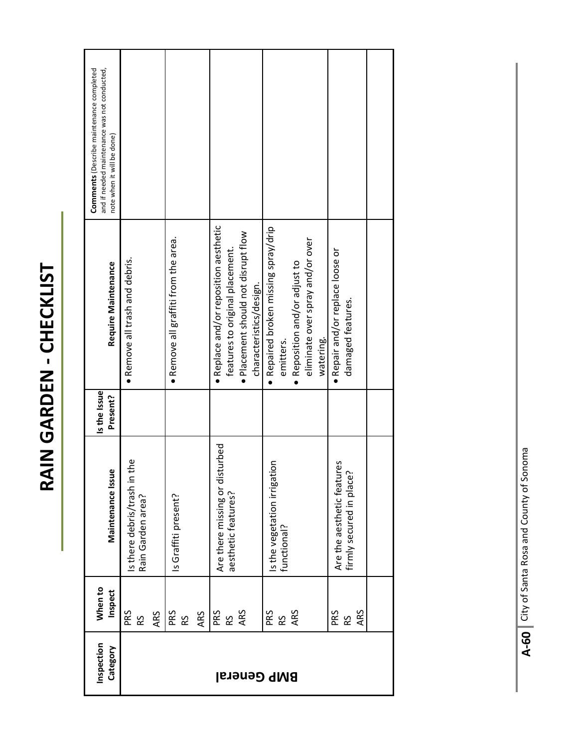# RAIN GARDEN - CHECKLIST

| Inspection Category | When to Inspect | Maintenance Issue | Is the Issue Present? | Require Maintenance | Comments (Describe maintenance completed and if needed maintenance was not conducted, note when it will be done) |
|---|---|---|---|---|---|
| BMP General | PRS<br>RS<br>ARS | Is there debris/trash in the Rain Garden area? | | • Remove all trash and debris. | |
| | PRS<br>RS<br>ARS | Is Graffiti present? | | • Remove all graffiti from the area. | |
| | PRS<br>RS<br>ARS | Are there missing or disturbed aesthetic features? | | • Replace and/or reposition aesthetic features to original placement.<br>• Placement should not disrupt flow characteristics/design. | |
| | PRS<br>RS<br>ARS | Is the vegetation irrigation functional? | | • Repaired broken missing spray/drip emitters.<br>• Reposition and/or adjust to eliminate over spray and/or over watering. | |
| | PRS<br>RS<br>ARS | Are the aesthetic features firmly secured in place? | | • Repair and/or replace loose or damaged features. | |
| | | | | | |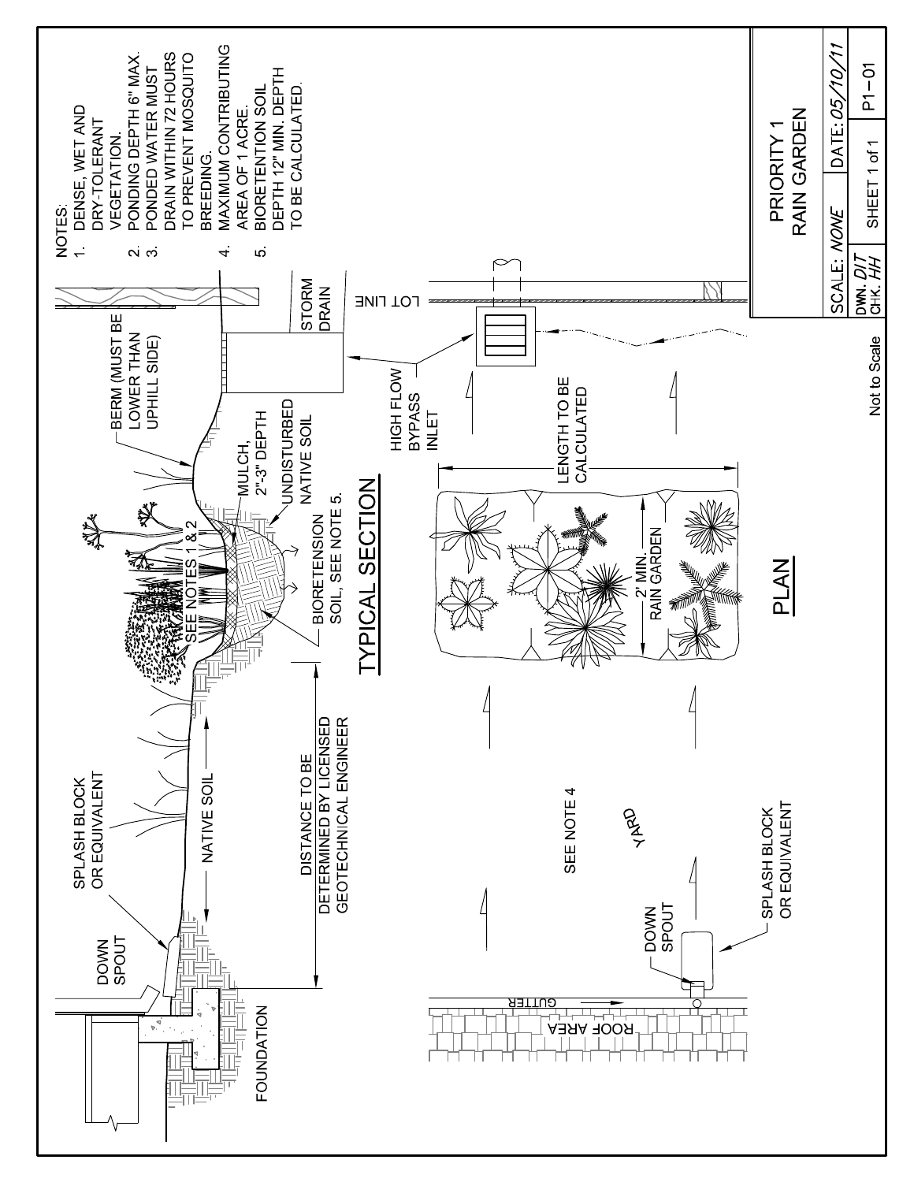# PRIORITY 1 RAIN GARDEN

## TYPICAL SECTION

DOWN SPOUT

SPLASH BLOCK OR EQUIVALENT

NATIVE SOIL

FOUNDATION

DISTANCE TO BE DETERMINED BY LICENSED GEOTECHNICAL ENGINEER

SEE NOTES 1 & 2

MULCH, 2"-3" DEPTH

UNDISTURBED NATIVE SOIL

BIORETENSION SOIL, SEE NOTE 5.

BERM (MUST BE LOWER THAN UPHILL SIDE)

STORM DRAIN

## PLAN

ROOF AREA

GUTTER

DOWN SPOUT

SPLASH BLOCK OR EQUIVALENT

YARD

SEE NOTE 4

2' MIN. RAIN GARDEN

LENGTH TO BE CALCULATED

HIGH FLOW BYPASS INLET

LOT LINE

NOTES:

1. DENSE, WET AND DRY-TOLERANT VEGETATION.
2. PONDING DEPTH 6" MAX.
3. PONDED WATER MUST DRAIN WITHIN 72 HOURS TO PREVENT MOSQUITO BREEDING.
4. MAXIMUM CONTRIBUTING AREA OF 1 ACRE.
5. BIORETENTION SOIL DEPTH 12" MIN. DEPTH TO BE CALCULATED.

Not to Scale

| SCALE: NONE | DATE: 05/10/11 | |
|---|---|---|
| DWN: DJT CHK: HH | SHEET 1 of 1 | P1-01 |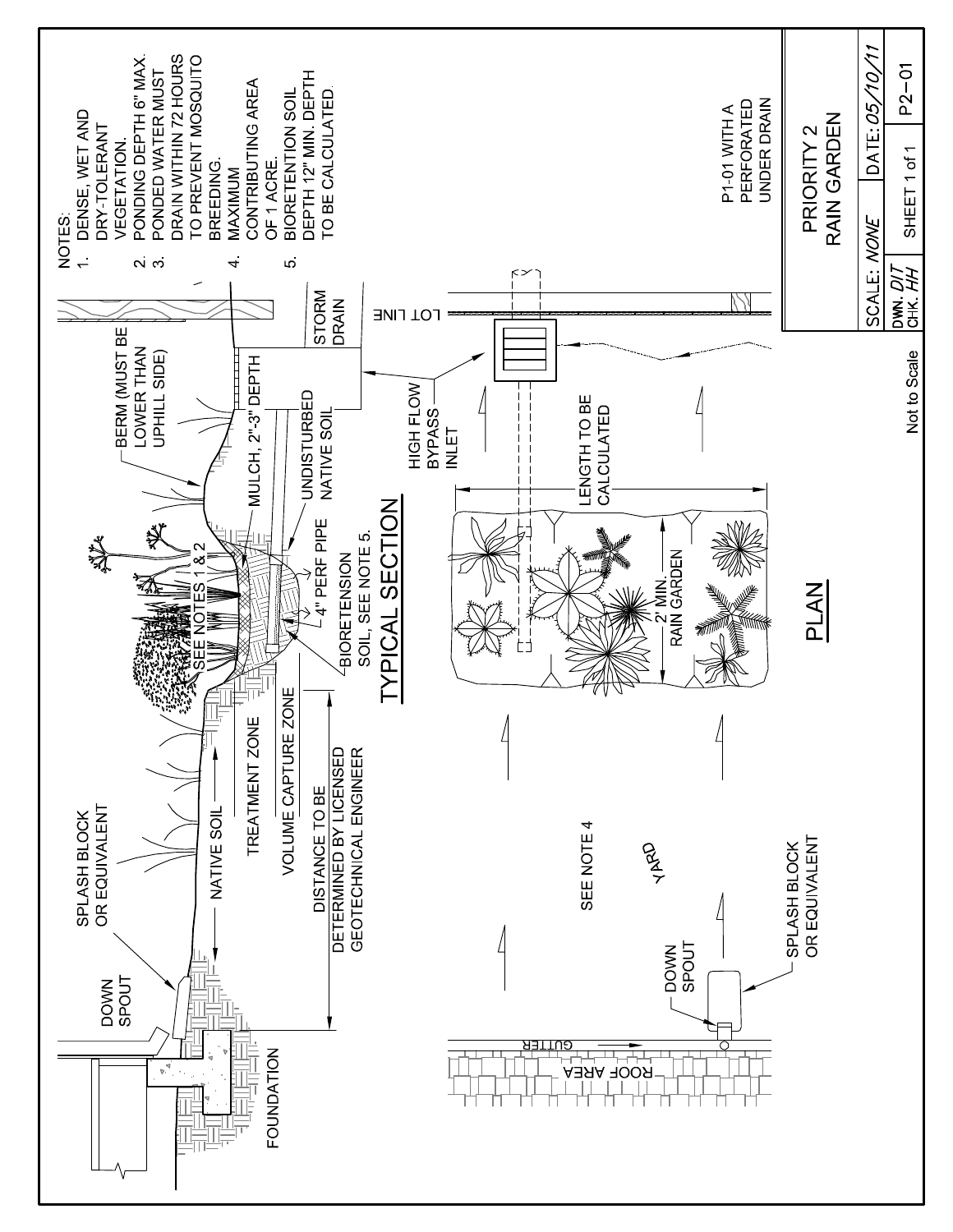NOTES:

1. DENSE, WET AND DRY-TOLERANT VEGETATION.
2. PONDING DEPTH 6" MAX.
3. PONDED WATER MUST DRAIN WITHIN 72 HOURS TO PREVENT MOSQUITO BREEDING.
4. MAXIMUM CONTRIBUTING AREA OF 1 ACRE.
5. BIORETENTION SOIL DEPTH 12" MIN. DEPTH TO BE CALCULATED.

## TYPICAL SECTION

DOWN SPOUT

SPLASH BLOCK OR EQUIVALENT

NATIVE SOIL

FOUNDATION

TREATMENT ZONE

VOLUME CAPTURE ZONE

DISTANCE TO BE DETERMINED BY LICENSED GEOTECHNICAL ENGINEER

SEE NOTES 1 & 2

BERM (MUST BE LOWER THAN UPHILL SIDE)

MULCH, 2"-3" DEPTH

UNDISTURBED NATIVE SOIL

4" PERF PIPE

BIORETENSION SOIL, SEE NOTE 5.

STORM DRAIN

## PLAN

ROOF AREA

GUTTER

DOWN SPOUT

SPLASH BLOCK OR EQUIVALENT

YARD

SEE NOTE 4

2' MIN. RAIN GARDEN

LENGTH TO BE CALCULATED

HIGH FLOW BYPASS INLET

LOT LINE

P1-01 WITH A PERFORATED UNDER DRAIN

Not to Scale

| PRIORITY 2 RAIN GARDEN | |
|---|---|
| SCALE: *NONE* | DATE: *05/10/11* |
| DWN: *DJT* CHK: *HH* | SHEET 1 of 1 |
| P2-01 | |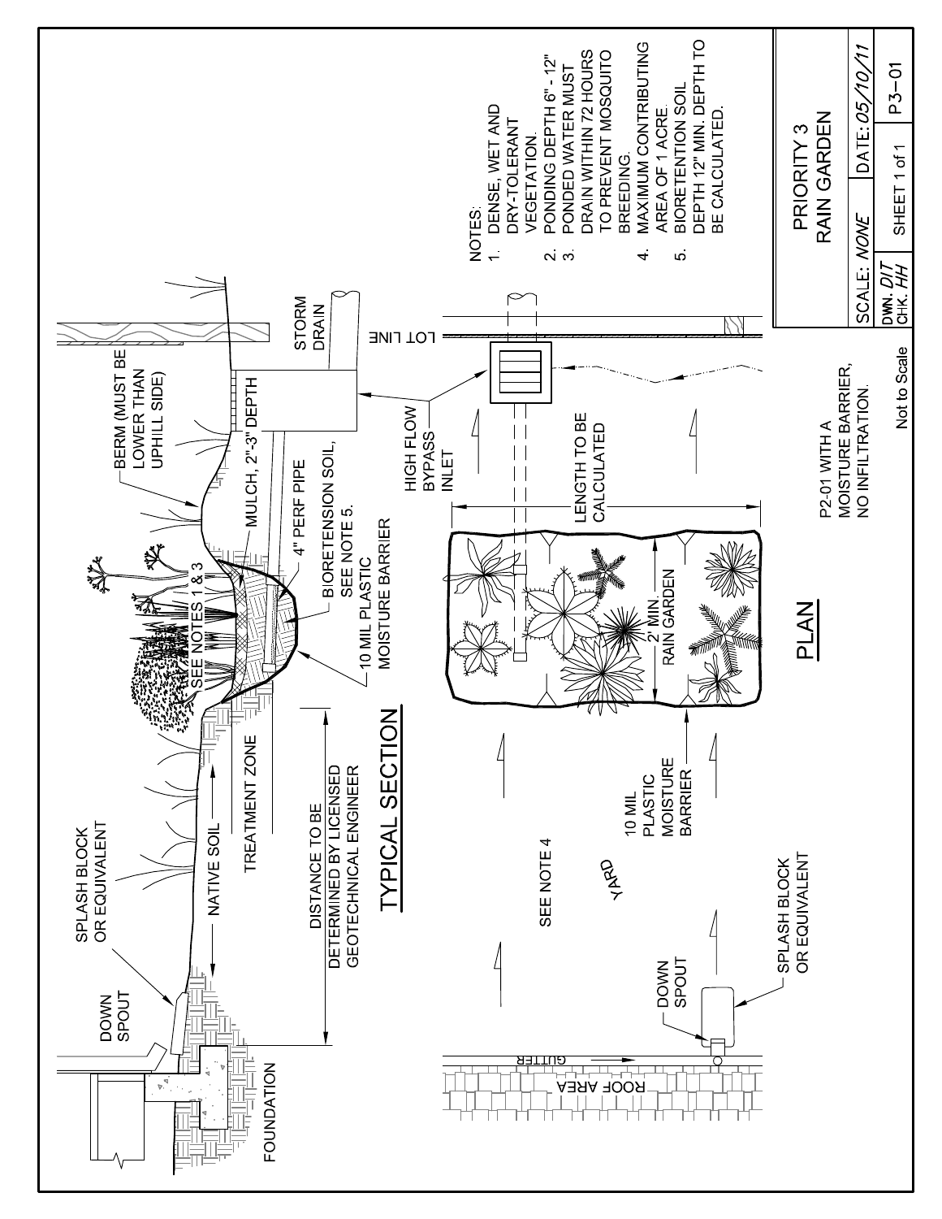# PRIORITY 3 RAIN GARDEN

## TYPICAL SECTION

DOWN SPOUT

SPLASH BLOCK OR EQUIVALENT

NATIVE SOIL

TREATMENT ZONE

FOUNDATION

DISTANCE TO BE DETERMINED BY LICENSED GEOTECHNICAL ENGINEER

SEE NOTES 1 & 3

MULCH, 2"-3" DEPTH

4" PERF PIPE

BIORETENSION SOIL, SEE NOTE 5.

10 MIL PLASTIC MOISTURE BARRIER

BERM (MUST BE LOWER THAN UPHILL SIDE)

STORM DRAIN

## PLAN

ROOF AREA

GUTTER

DOWN SPOUT

SPLASH BLOCK OR EQUIVALENT

YARD

SEE NOTE 4

10 MIL PLASTIC MOISTURE BARRIER

2' MIN. RAIN GARDEN

LENGTH TO BE CALCULATED

HIGH FLOW BYPASS INLET

LOT LINE

P2-01 WITH A MOISTURE BARRIER, NO INFILTRATION.

Not to Scale

NOTES:

1. DENSE, WET AND DRY-TOLERANT VEGETATION.
2. PONDING DEPTH 6" - 12"
3. PONDED WATER MUST DRAIN WITHIN 72 HOURS TO PREVENT MOSQUITO BREEDING.
4. MAXIMUM CONTRIBUTING AREA OF 1 ACRE.
5. BIORETENTION SOIL DEPTH 12" MIN. DEPTH TO BE CALCULATED.

| | |
|---|---|
| SCALE: NONE | DATE: 05/10/11 |
| DWN: DIT CHK: HH | SHEET 1 of 1 |
| P3-01 | |